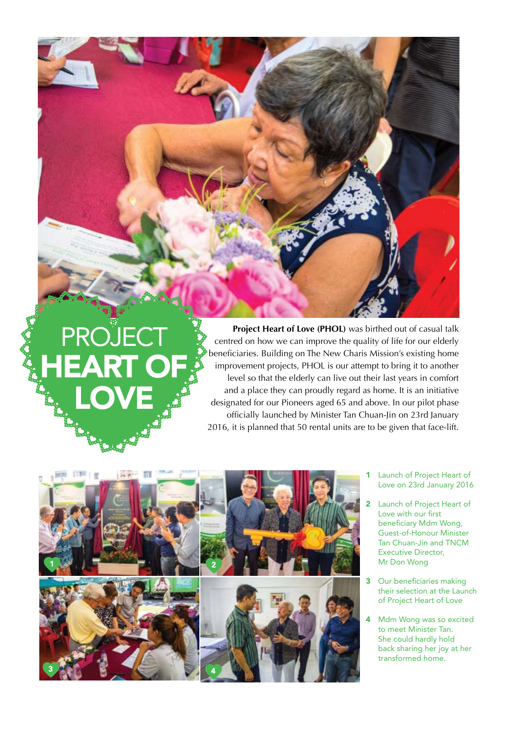# PROJECT HEART OF LOVE

**Project Heart of Love (PHOL)** was birthed out of casual talk centred on how we can improve the quality of life for our elderly beneficiaries. Building on The New Charis Mission's existing home improvement projects, PHOL is our attempt to bring it to another level so that the elderly can live out their last years in comfort and a place they can proudly regard as home. It is an initiative designated for our Pioneers aged 65 and above. In our pilot phase officially launched by Minister Tan Chuan-Jin on 23rd January 2016, it is planned that 50 rental units are to be given that face-lift.

1. Launch of Project Heart of Love on 23rd January 2016
2. Launch of Project Heart of Love with our first beneficiary Mdm Wong, Guest-of-Honour Minister Tan Chuan-Jin and TNCM Executive Director, Mr Don Wong
3. Our beneficiaries making their selection at the Launch of Project Heart of Love
4. Mdm Wong was so excited to meet Minister Tan. She could hardly hold back sharing her joy at her transformed home.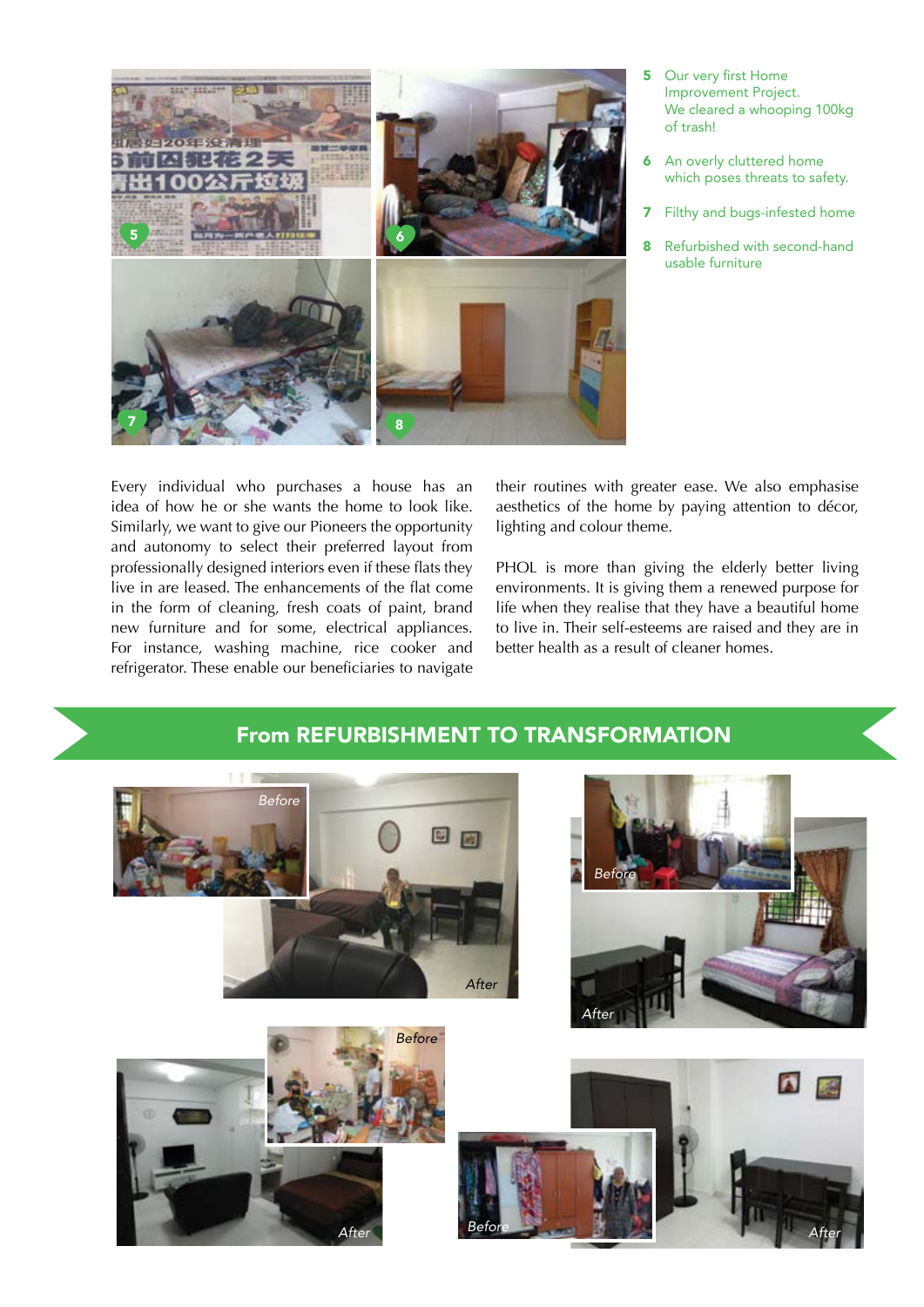5 Our very first Home Improvement Project. We cleared a whooping 100kg of trash!

6 An overly cluttered home which poses threats to safety.

7 Filthy and bugs-infested home

8 Refurbished with second-hand usable furniture

Every individual who purchases a house has an idea of how he or she wants the home to look like. Similarly, we want to give our Pioneers the opportunity and autonomy to select their preferred layout from professionally designed interiors even if these flats they live in are leased. The enhancements of the flat come in the form of cleaning, fresh coats of paint, brand new furniture and for some, electrical appliances. For instance, washing machine, rice cooker and refrigerator. These enable our beneficiaries to navigate their routines with greater ease. We also emphasise aesthetics of the home by paying attention to décor, lighting and colour theme.

PHOL is more than giving the elderly better living environments. It is giving them a renewed purpose for life when they realise that they have a beautiful home to live in. Their self-esteems are raised and they are in better health as a result of cleaner homes.

## From REFURBISHMENT TO TRANSFORMATION

Before

After

Before

After

Before

After

Before

After